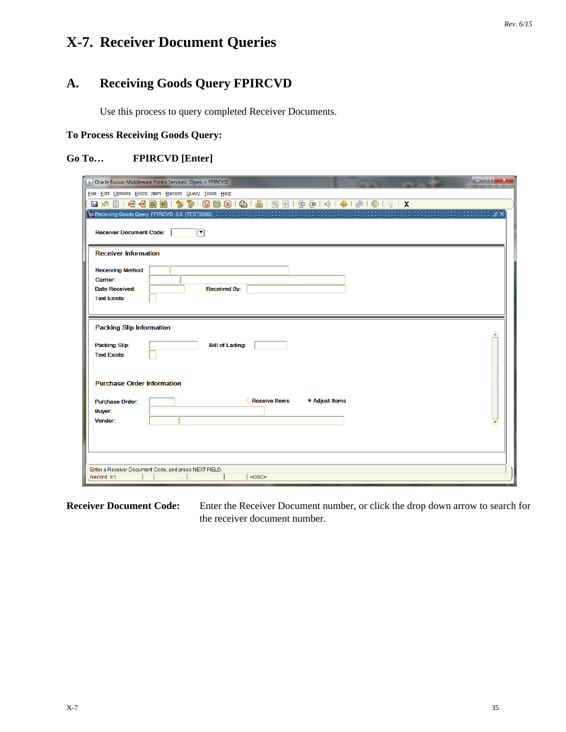# X-7. Receiver Document Queries

## A. Receiving Goods Query FPIRCVD

Use this process to query completed Receiver Documents.

**To Process Receiving Goods Query:**

**Go To… FPIRCVD [Enter]**

**Receiver Document Code:** Enter the Receiver Document number, or click the drop down arrow to search for the receiver document number.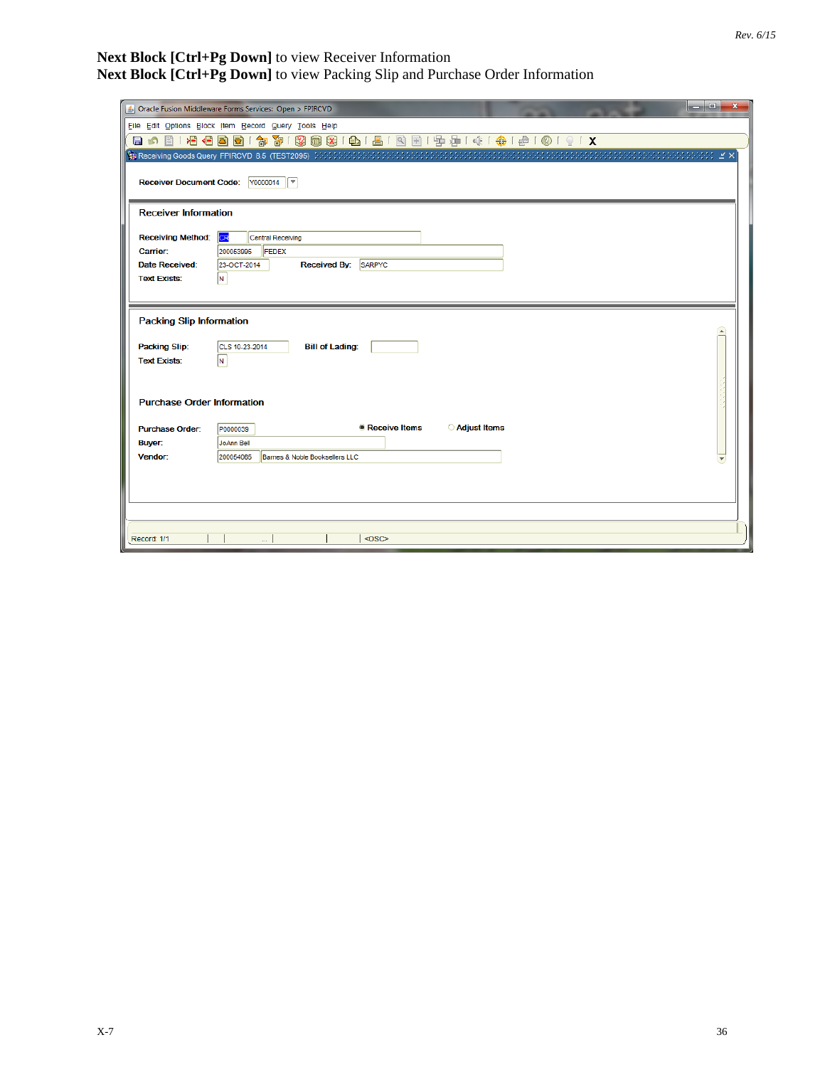**Next Block [Ctrl+Pg Down]** to view Receiver Information
**Next Block [Ctrl+Pg Down]** to view Packing Slip and Purchase Order Information

Oracle Fusion Middleware Forms Services: Open > FPIRCVD

File Edit Options Block Item Record Query Tools Help

Receiving Goods Query FPIRCVD 8.5 (TEST2095)

Receiver Document Code: Y0000014

**Receiver Information**

Receiving Method: CR Central Receiving
Carrier: 200053995 FEDEX
Date Received: 23-OCT-2014 Received By: SARPYC
Text Exists: N

**Packing Slip Information**

Packing Slip: CLS 10-23-2014 Bill of Lading:
Text Exists: N

**Purchase Order Information**

Purchase Order: P0000039 ◉ Receive Items ○ Adjust Items
Buyer: JoAnn Bell
Vendor: 200054005 Barnes & Noble Booksellers LLC

Record: 1/1 <OSC>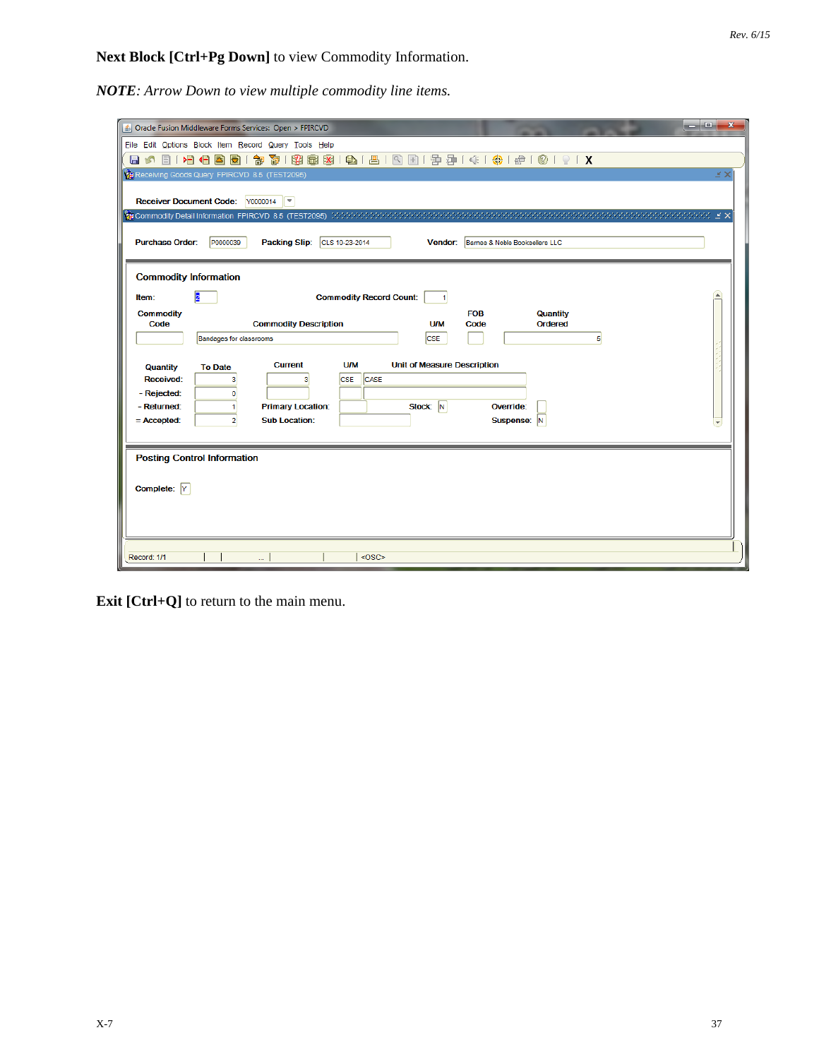**Next Block [Ctrl+Pg Down]** to view Commodity Information.

***NOTE**: Arrow Down to view multiple commodity line items.*

**Exit [Ctrl+Q]** to return to the main menu.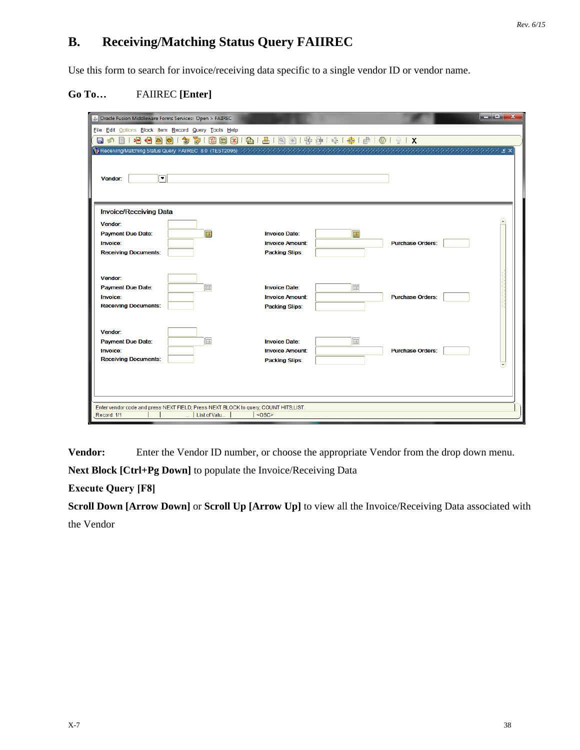## B. Receiving/Matching Status Query FAIIREC

Use this form to search for invoice/receiving data specific to a single vendor ID or vendor name.

**Go To…** FAIIREC **[Enter]**

**Vendor:** Enter the Vendor ID number, or choose the appropriate Vendor from the drop down menu.

**Next Block [Ctrl+Pg Down]** to populate the Invoice/Receiving Data

**Execute Query [F8]**

**Scroll Down [Arrow Down]** or **Scroll Up [Arrow Up]** to view all the Invoice/Receiving Data associated with the Vendor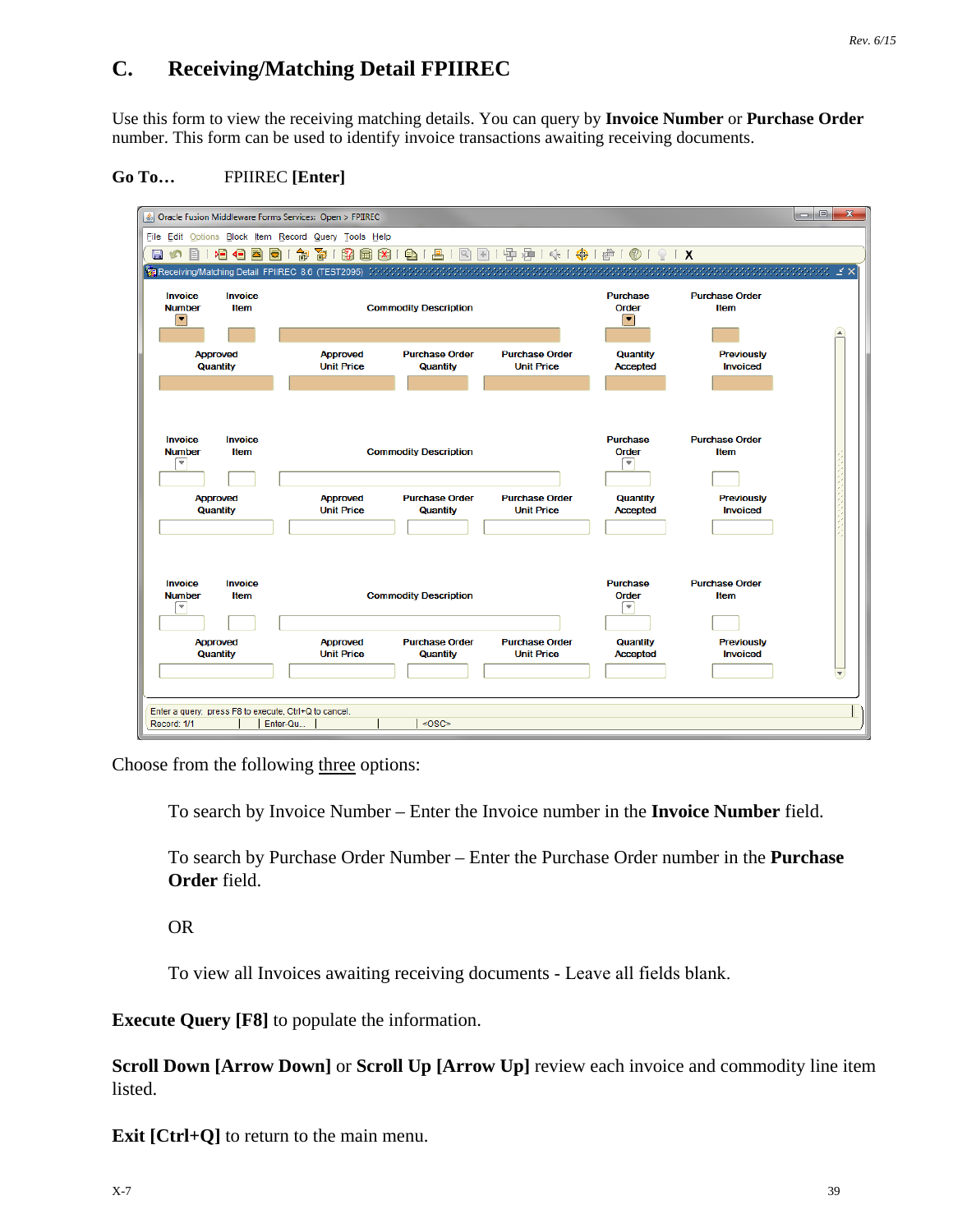## C. Receiving/Matching Detail FPIIREC

Use this form to view the receiving matching details. You can query by **Invoice Number** or **Purchase Order** number. This form can be used to identify invoice transactions awaiting receiving documents.

**Go To…** FPIIREC **[Enter]**

Choose from the following <u>three</u> options:

> To search by Invoice Number – Enter the Invoice number in the **Invoice Number** field.
>
> To search by Purchase Order Number – Enter the Purchase Order number in the **Purchase Order** field.
>
> OR
>
> To view all Invoices awaiting receiving documents - Leave all fields blank.

**Execute Query [F8]** to populate the information.

**Scroll Down [Arrow Down]** or **Scroll Up [Arrow Up]** review each invoice and commodity line item listed.

**Exit [Ctrl+Q]** to return to the main menu.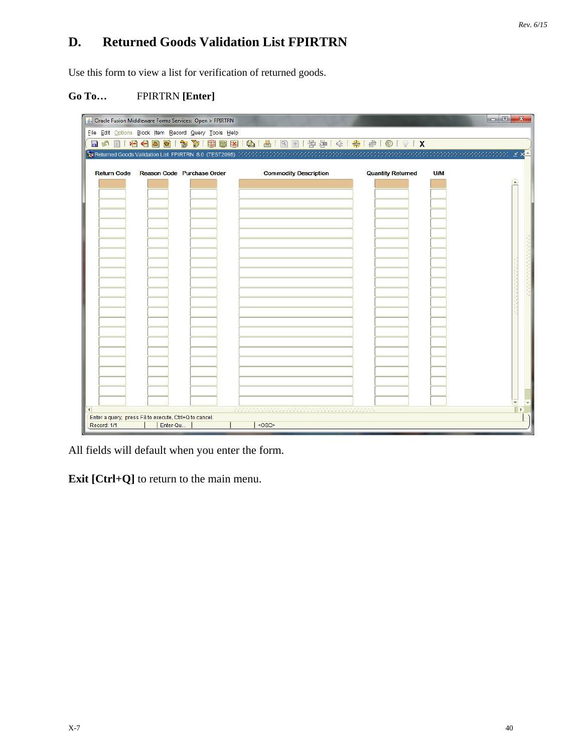## D. Returned Goods Validation List FPIRTRN

Use this form to view a list for verification of returned goods.

**Go To…** FPIRTRN **[Enter]**

All fields will default when you enter the form.

**Exit [Ctrl+Q]** to return to the main menu.